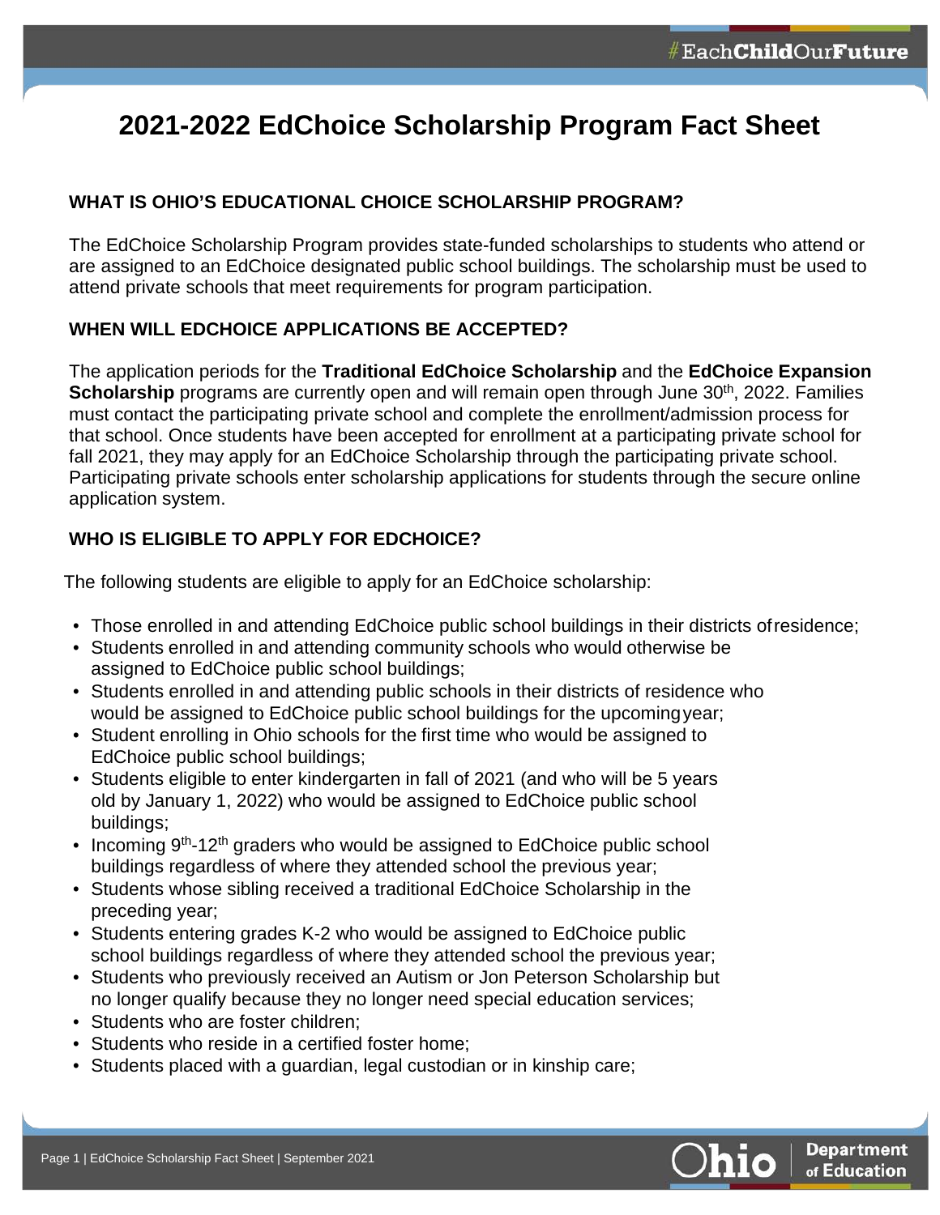# 2021-2022 EdChoice Scholarship Program Fact Sheet

## WHAT IS OHIO'S EDUCATIONAL CHOICE SCHOLARSHIP PROGRAM?

The EdChoice Scholarship Program provides state-funded scholarships to students who attend or are assigned to an EdChoice designated public school buildings. The scholarship must be used to attend private schools that meet requirements for program participation.

## WHEN WILL EDCHOICE APPLICATIONS BE ACCEPTED?

The application periods for the **Traditional EdChoice Scholarship** and the **EdChoice Expansion Scholarship** programs are currently open and will remain open through June 30th, 2022. Families must contact the participating private school and complete the enrollment/admission process for that school. Once students have been accepted for enrollment at a participating private school for fall 2021, they may apply for an EdChoice Scholarship through the participating private school. Participating private schools enter scholarship applications for students through the secure online application system.

## WHO IS ELIGIBLE TO APPLY FOR EDCHOICE?

The following students are eligible to apply for an EdChoice scholarship:

- Those enrolled in and attending EdChoice public school buildings in their districts of residence;
- Students enrolled in and attending community schools who would otherwise be assigned to EdChoice public school buildings;
- Students enrolled in and attending public schools in their districts of residence who would be assigned to EdChoice public school buildings for the upcoming year;
- Student enrolling in Ohio schools for the first time who would be assigned to EdChoice public school buildings;
- Students eligible to enter kindergarten in fall of 2021 (and who will be 5 years old by January 1, 2022) who would be assigned to EdChoice public school buildings;
- Incoming 9th-12th graders who would be assigned to EdChoice public school buildings regardless of where they attended school the previous year;
- Students whose sibling received a traditional EdChoice Scholarship in the preceding year;
- Students entering grades K-2 who would be assigned to EdChoice public school buildings regardless of where they attended school the previous year;
- Students who previously received an Autism or Jon Peterson Scholarship but no longer qualify because they no longer need special education services;
- Students who are foster children;
- Students who reside in a certified foster home;
- Students placed with a guardian, legal custodian or in kinship care;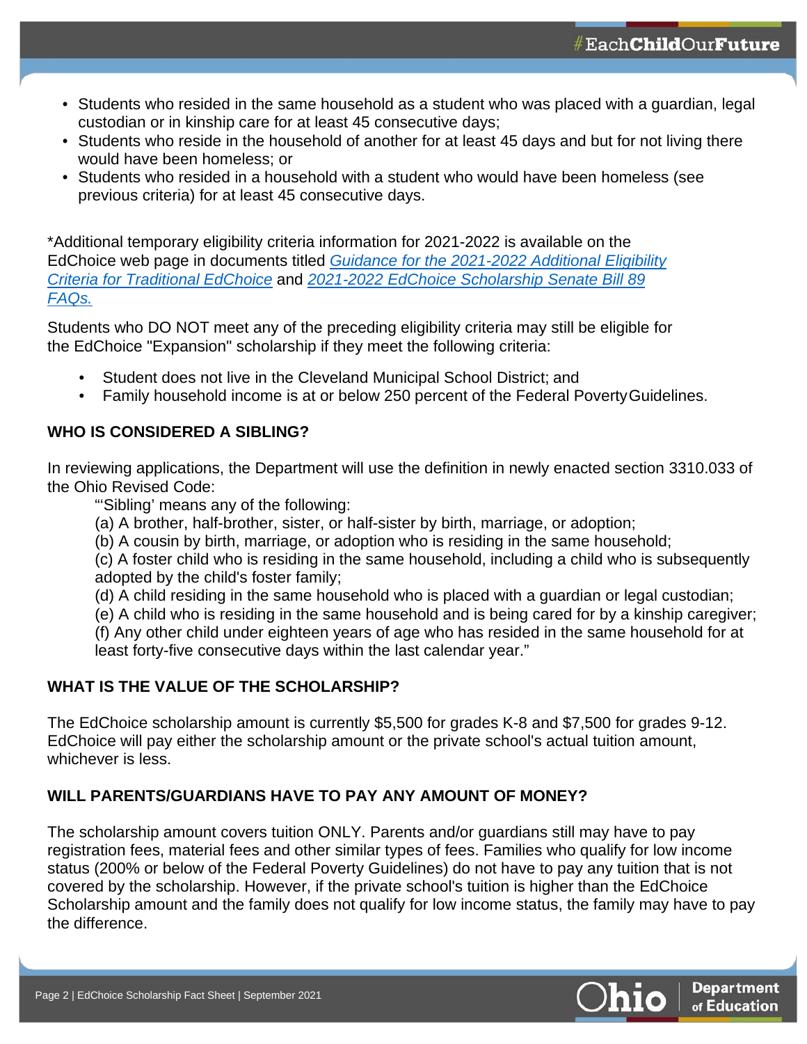- Students who resided in the same household as a student who was placed with a guardian, legal custodian or in kinship care for at least 45 consecutive days;
- Students who reside in the household of another for at least 45 days and but for not living there would have been homeless; or
- Students who resided in a household with a student who would have been homeless (see previous criteria) for at least 45 consecutive days.

*Additional temporary eligibility criteria information for 2021-2022 is available on the EdChoice web page in documents titled *Guidance for the 2021-2022 Additional Eligibility Criteria for Traditional EdChoice* and *2021-2022 EdChoice Scholarship Senate Bill 89 FAQs.*

Students who DO NOT meet any of the preceding eligibility criteria may still be eligible for the EdChoice "Expansion" scholarship if they meet the following criteria:

- Student does not live in the Cleveland Municipal School District; and
- Family household income is at or below 250 percent of the Federal Poverty Guidelines.

## WHO IS CONSIDERED A SIBLING?

In reviewing applications, the Department will use the definition in newly enacted section 3310.033 of the Ohio Revised Code:

"'Sibling' means any of the following:
(a) A brother, half-brother, sister, or half-sister by birth, marriage, or adoption;
(b) A cousin by birth, marriage, or adoption who is residing in the same household;
(c) A foster child who is residing in the same household, including a child who is subsequently adopted by the child's foster family;
(d) A child residing in the same household who is placed with a guardian or legal custodian;
(e) A child who is residing in the same household and is being cared for by a kinship caregiver;
(f) Any other child under eighteen years of age who has resided in the same household for at least forty-five consecutive days within the last calendar year."

## WHAT IS THE VALUE OF THE SCHOLARSHIP?

The EdChoice scholarship amount is currently $5,500 for grades K-8 and $7,500 for grades 9-12. EdChoice will pay either the scholarship amount or the private school's actual tuition amount, whichever is less.

## WILL PARENTS/GUARDIANS HAVE TO PAY ANY AMOUNT OF MONEY?

The scholarship amount covers tuition ONLY. Parents and/or guardians still may have to pay registration fees, material fees and other similar types of fees. Families who qualify for low income status (200% or below of the Federal Poverty Guidelines) do not have to pay any tuition that is not covered by the scholarship. However, if the private school's tuition is higher than the EdChoice Scholarship amount and the family does not qualify for low income status, the family may have to pay the difference.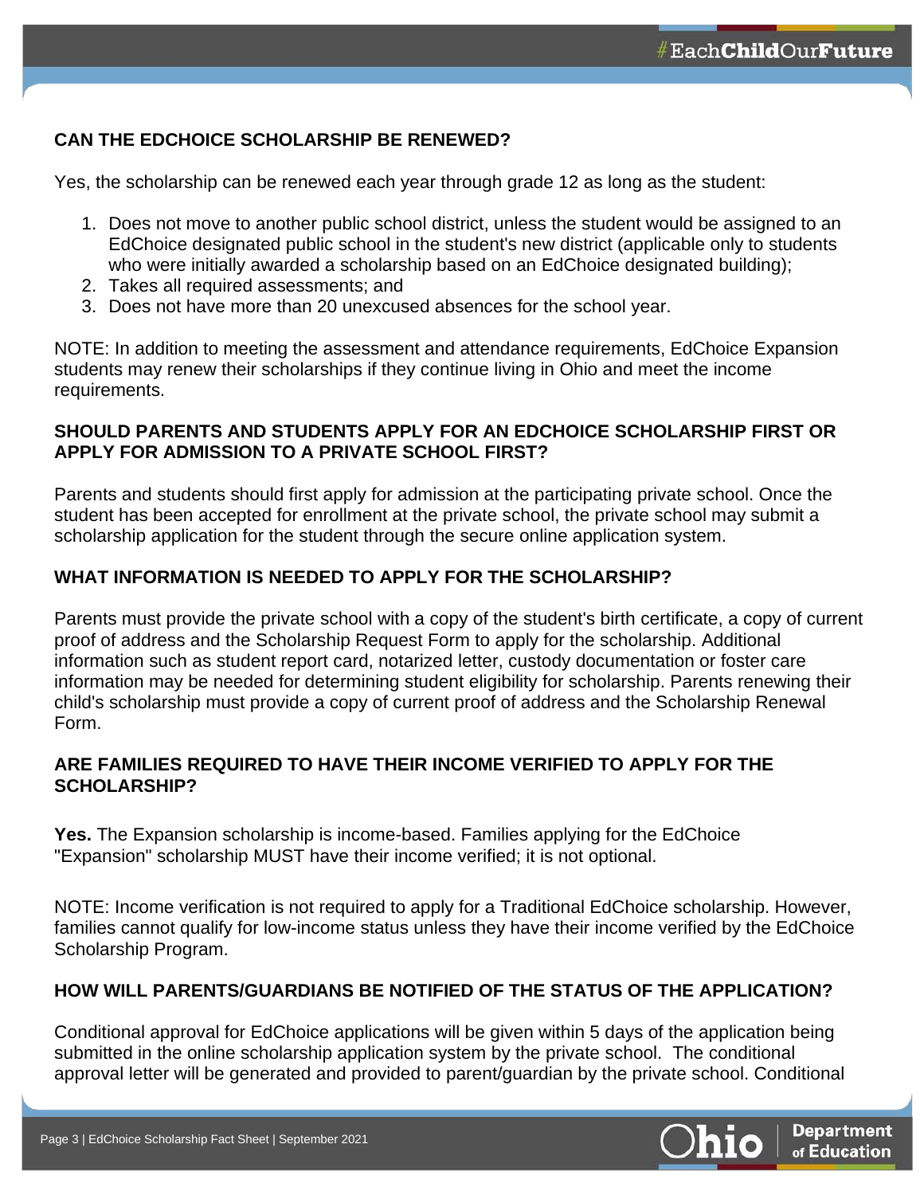### CAN THE EDCHOICE SCHOLARSHIP BE RENEWED?

Yes, the scholarship can be renewed each year through grade 12 as long as the student:

1. Does not move to another public school district, unless the student would be assigned to an EdChoice designated public school in the student's new district (applicable only to students who were initially awarded a scholarship based on an EdChoice designated building);
2. Takes all required assessments; and
3. Does not have more than 20 unexcused absences for the school year.

NOTE: In addition to meeting the assessment and attendance requirements, EdChoice Expansion students may renew their scholarships if they continue living in Ohio and meet the income requirements.

### SHOULD PARENTS AND STUDENTS APPLY FOR AN EDCHOICE SCHOLARSHIP FIRST OR APPLY FOR ADMISSION TO A PRIVATE SCHOOL FIRST?

Parents and students should first apply for admission at the participating private school. Once the student has been accepted for enrollment at the private school, the private school may submit a scholarship application for the student through the secure online application system.

### WHAT INFORMATION IS NEEDED TO APPLY FOR THE SCHOLARSHIP?

Parents must provide the private school with a copy of the student's birth certificate, a copy of current proof of address and the Scholarship Request Form to apply for the scholarship. Additional information such as student report card, notarized letter, custody documentation or foster care information may be needed for determining student eligibility for scholarship. Parents renewing their child's scholarship must provide a copy of current proof of address and the Scholarship Renewal Form.

### ARE FAMILIES REQUIRED TO HAVE THEIR INCOME VERIFIED TO APPLY FOR THE SCHOLARSHIP?

**Yes.** The Expansion scholarship is income-based. Families applying for the EdChoice "Expansion" scholarship MUST have their income verified; it is not optional.

NOTE: Income verification is not required to apply for a Traditional EdChoice scholarship. However, families cannot qualify for low-income status unless they have their income verified by the EdChoice Scholarship Program.

### HOW WILL PARENTS/GUARDIANS BE NOTIFIED OF THE STATUS OF THE APPLICATION?

Conditional approval for EdChoice applications will be given within 5 days of the application being submitted in the online scholarship application system by the private school. The conditional approval letter will be generated and provided to parent/guardian by the private school. Conditional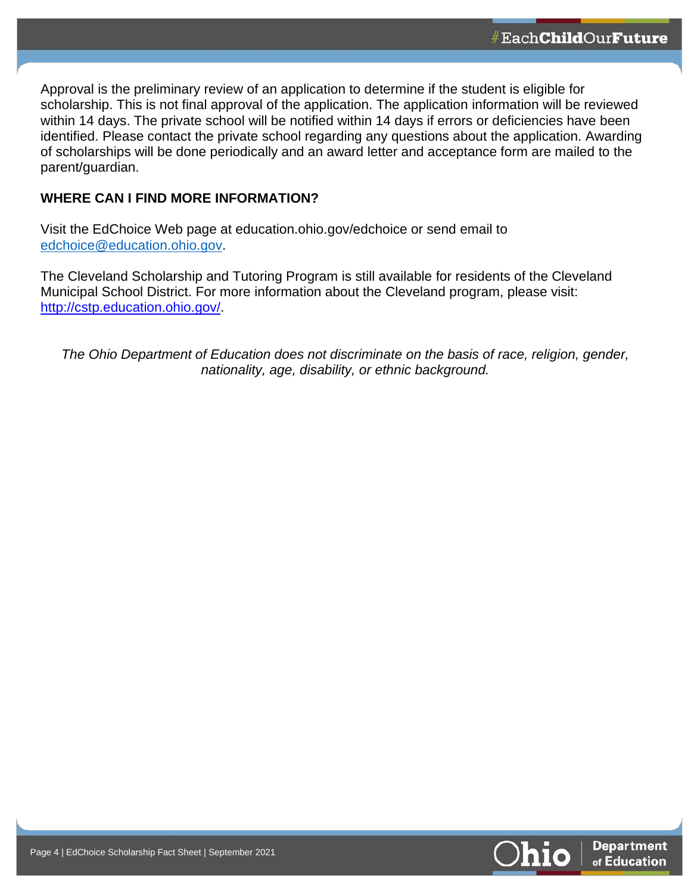Approval is the preliminary review of an application to determine if the student is eligible for scholarship. This is not final approval of the application. The application information will be reviewed within 14 days. The private school will be notified within 14 days if errors or deficiencies have been identified. Please contact the private school regarding any questions about the application. Awarding of scholarships will be done periodically and an award letter and acceptance form are mailed to the parent/guardian.

**WHERE CAN I FIND MORE INFORMATION?**

Visit the EdChoice Web page at education.ohio.gov/edchoice or send email to [edchoice@education.ohio.gov](mailto:edchoice@education.ohio.gov).

The Cleveland Scholarship and Tutoring Program is still available for residents of the Cleveland Municipal School District. For more information about the Cleveland program, please visit: [http://cstp.education.ohio.gov/](http://cstp.education.ohio.gov/).

*The Ohio Department of Education does not discriminate on the basis of race, religion, gender, nationality, age, disability, or ethnic background.*